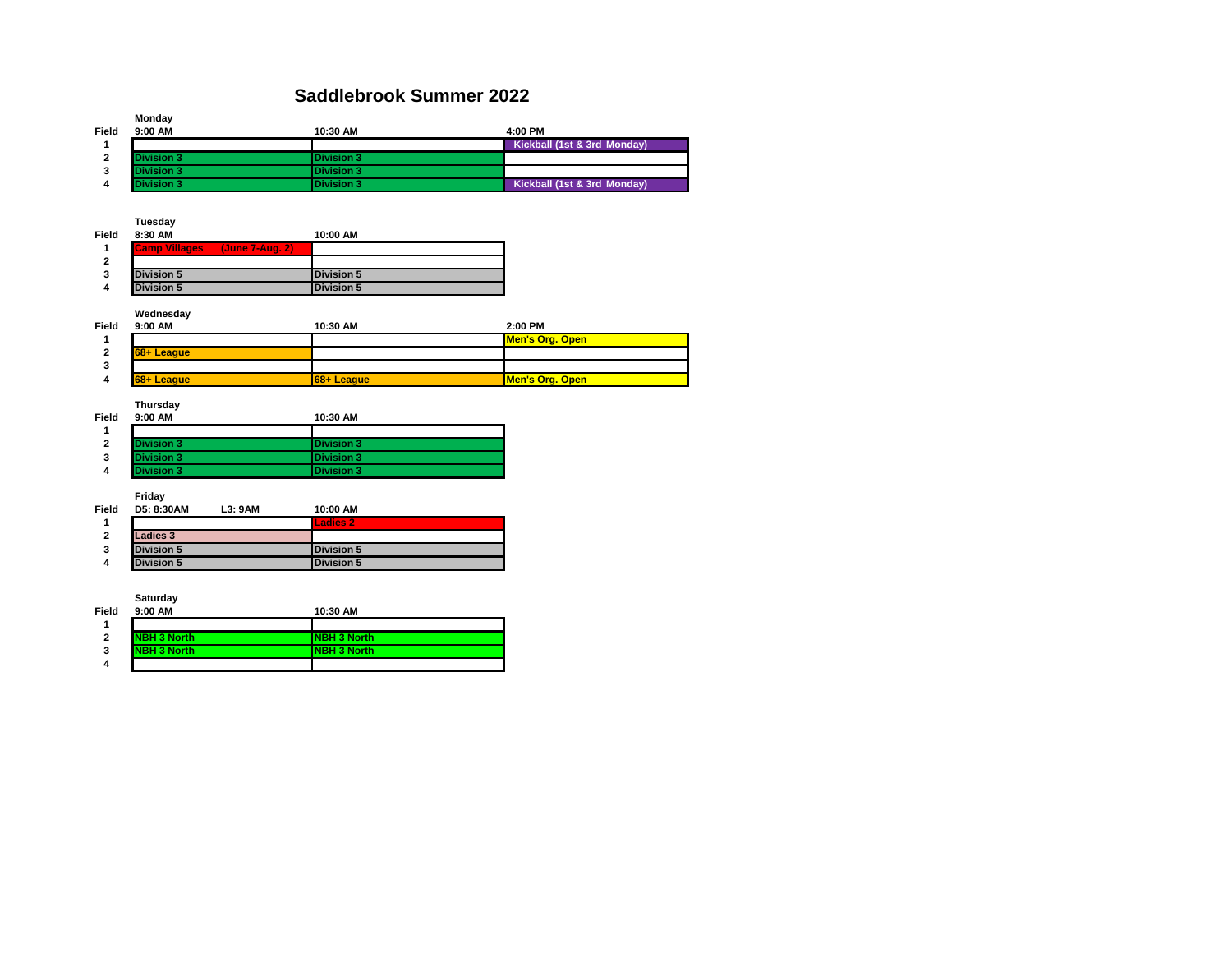# Saddlebrook Summer 2022

### Monday

| Field | 9:00 AM | 10:30 AM | 4:00 PM |
|---|---|---|---|
| 1 | | | Kickball (1st & 3rd Monday) |
| 2 | Division 3 | Division 3 | |
| 3 | Division 3 | Division 3 | |
| 4 | Division 3 | Division 3 | Kickball (1st & 3rd Monday) |

### Tuesday

| Field | 8:30 AM | 10:00 AM |
|---|---|---|
| 1 | Camp Villages (June 7-Aug. 2) | |
| 2 | | |
| 3 | Division 5 | Division 5 |
| 4 | Division 5 | Division 5 |

### Wednesday

| Field | 9:00 AM | 10:30 AM | 2:00 PM |
|---|---|---|---|
| 1 | | | Men's Org. Open |
| 2 | 68+ League | | |
| 3 | | | |
| 4 | 68+ League | 68+ League | Men's Org. Open |

### Thursday

| Field | 9:00 AM | 10:30 AM |
|---|---|---|
| 1 | | |
| 2 | Division 3 | Division 3 |
| 3 | Division 3 | Division 3 |
| 4 | Division 3 | Division 3 |

### Friday

| Field | D5: 8:30AM L3: 9AM | 10:00 AM |
|---|---|---|
| 1 | | Ladies 2 |
| 2 | Ladies 3 | |
| 3 | Division 5 | Division 5 |
| 4 | Division 5 | Division 5 |

### Saturday

| Field | 9:00 AM | 10:30 AM |
|---|---|---|
| 1 | | |
| 2 | NBH 3 North | NBH 3 North |
| 3 | NBH 3 North | NBH 3 North |
| 4 | | |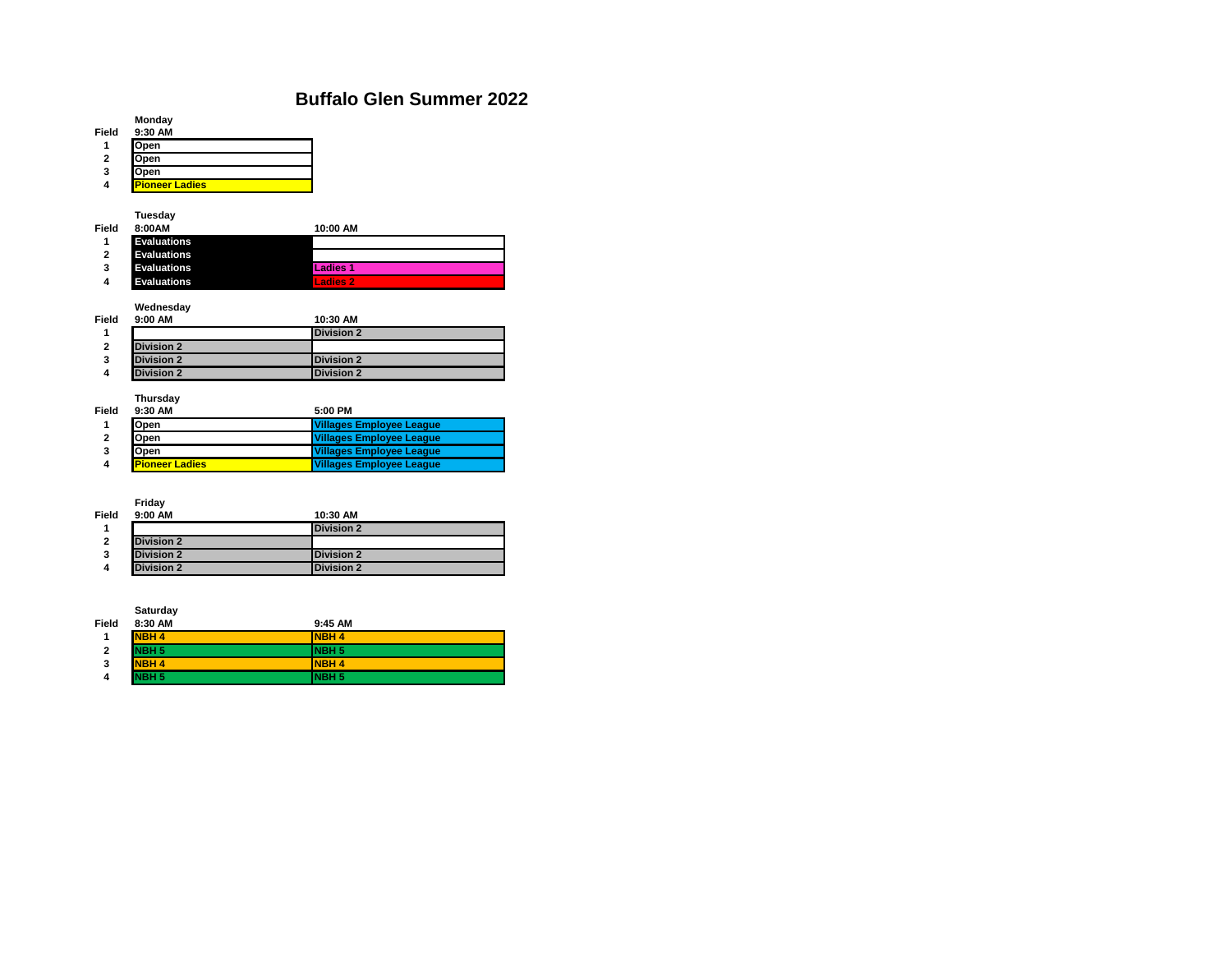# Buffalo Glen Summer 2022

**Monday**

| Field | 9:30 AM |
|---|---|
| 1 | Open |
| 2 | Open |
| 3 | Open |
| 4 | Pioneer Ladies |

**Tuesday**

| Field | 8:00AM | 10:00 AM |
|---|---|---|
| 1 | Evaluations | |
| 2 | Evaluations | |
| 3 | Evaluations | Ladies 1 |
| 4 | Evaluations | Ladies 2 |

**Wednesday**

| Field | 9:00 AM | 10:30 AM |
|---|---|---|
| 1 | | Division 2 |
| 2 | Division 2 | |
| 3 | Division 2 | Division 2 |
| 4 | Division 2 | Division 2 |

**Thursday**

| Field | 9:30 AM | 5:00 PM |
|---|---|---|
| 1 | Open | Villages Employee League |
| 2 | Open | Villages Employee League |
| 3 | Open | Villages Employee League |
| 4 | Pioneer Ladies | Villages Employee League |

**Friday**

| Field | 9:00 AM | 10:30 AM |
|---|---|---|
| 1 | | Division 2 |
| 2 | Division 2 | |
| 3 | Division 2 | Division 2 |
| 4 | Division 2 | Division 2 |

**Saturday**

| Field | 8:30 AM | 9:45 AM |
|---|---|---|
| 1 | NBH 4 | NBH 4 |
| 2 | NBH 5 | NBH 5 |
| 3 | NBH 4 | NBH 4 |
| 4 | NBH 5 | NBH 5 |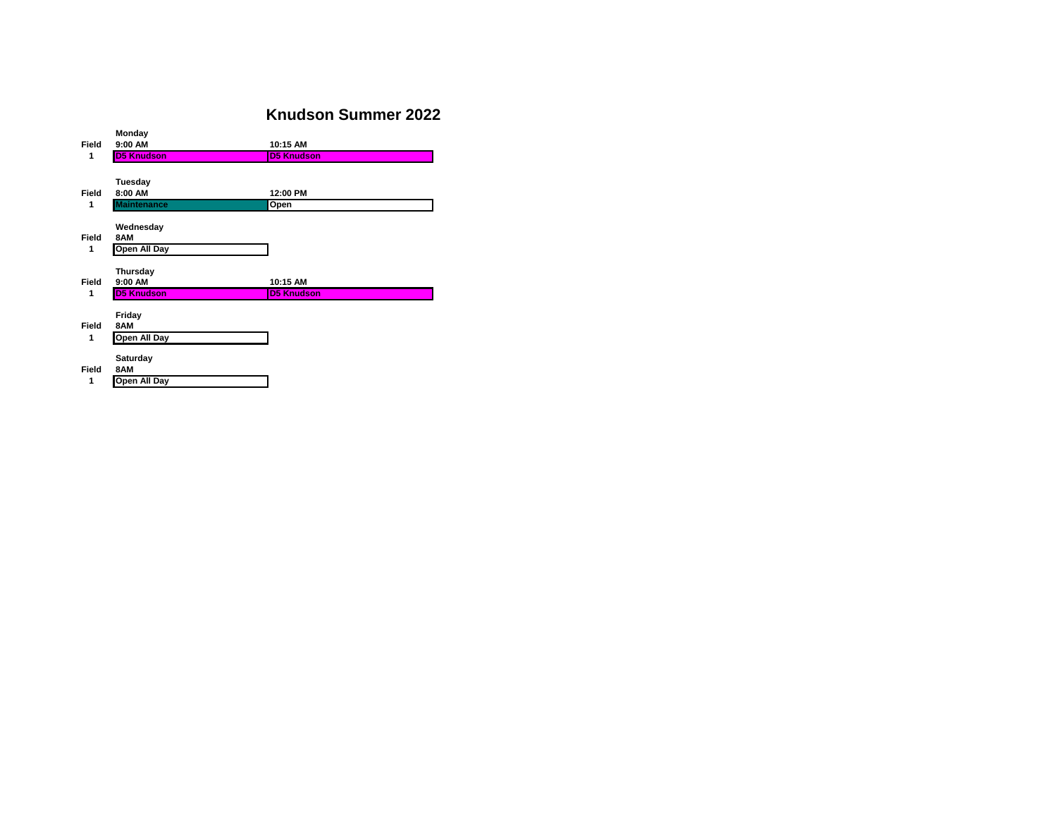# Knudson Summer 2022

| | Monday | |
|---|---|---|
| Field | 9:00 AM | 10:15 AM |
| 1 | D5 Knudson | D5 Knudson |

| | Tuesday | |
|---|---|---|
| Field | 8:00 AM | 12:00 PM |
| 1 | Maintenance | Open |

| | Wednesday |
|---|---|
| Field | 8AM |
| 1 | Open All Day |

| | Thursday | |
|---|---|---|
| Field | 9:00 AM | 10:15 AM |
| 1 | D5 Knudson | D5 Knudson |

| | Friday |
|---|---|
| Field | 8AM |
| 1 | Open All Day |

| | Saturday |
|---|---|
| Field | 8AM |
| 1 | Open All Day |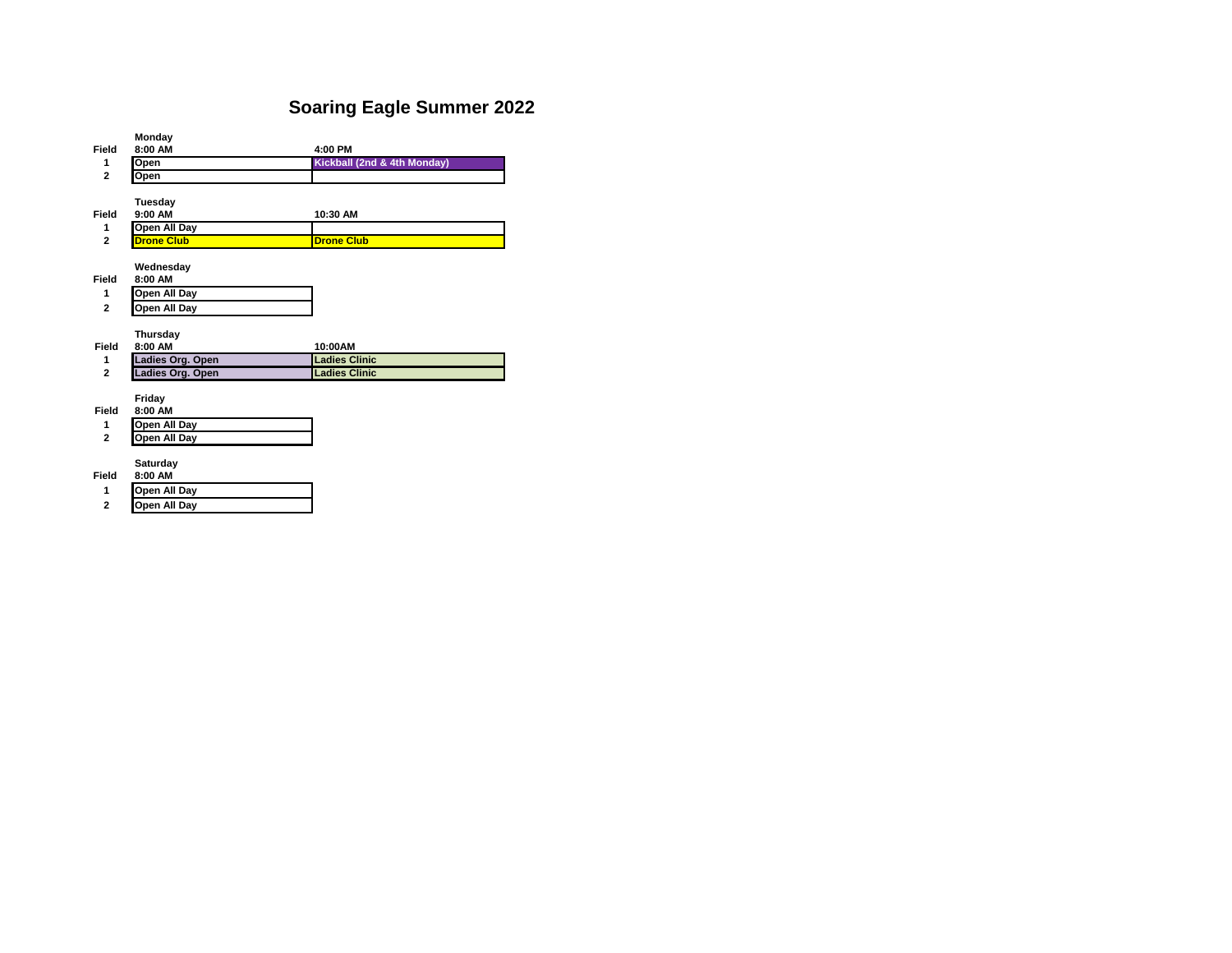# Soaring Eagle Summer 2022

**Monday**

| Field | 8:00 AM | 4:00 PM |
|---|---|---|
| 1 | Open | Kickball (2nd & 4th Monday) |
| 2 | Open | |

**Tuesday**

| Field | 9:00 AM | 10:30 AM |
|---|---|---|
| 1 | Open All Day | |
| 2 | Drone Club | Drone Club |

**Wednesday**

| Field | 8:00 AM |
|---|---|
| 1 | Open All Day |
| 2 | Open All Day |

**Thursday**

| Field | 8:00 AM | 10:00AM |
|---|---|---|
| 1 | Ladies Org. Open | Ladies Clinic |
| 2 | Ladies Org. Open | Ladies Clinic |

**Friday**

| Field | 8:00 AM |
|---|---|
| 1 | Open All Day |
| 2 | Open All Day |

**Saturday**

| Field | 8:00 AM |
|---|---|
| 1 | Open All Day |
| 2 | Open All Day |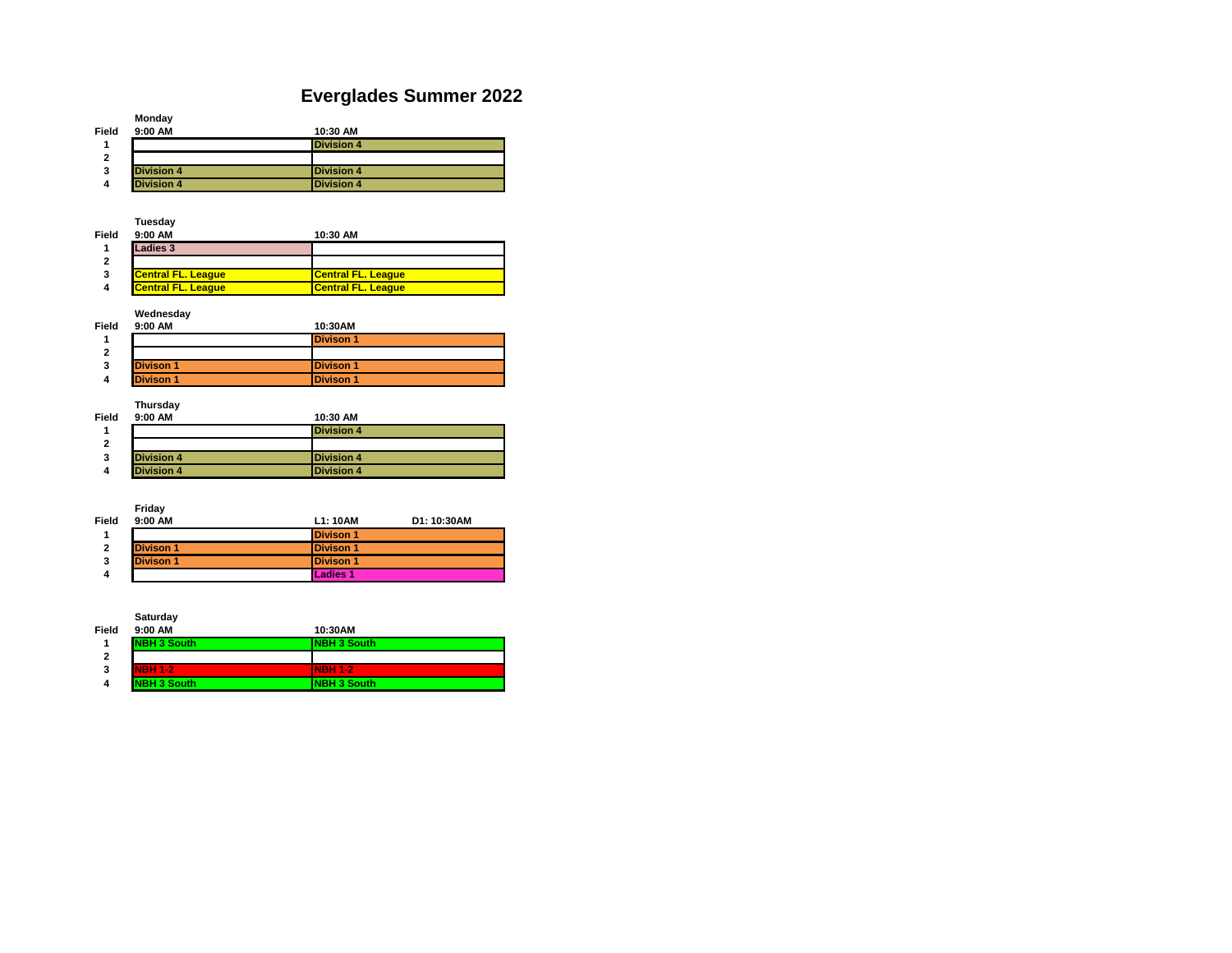# Everglades Summer 2022

Monday

| Field | 9:00 AM | 10:30 AM |
|---|---|---|
| 1 | | Division 4 |
| 2 | | |
| 3 | Division 4 | Division 4 |
| 4 | Division 4 | Division 4 |

Tuesday

| Field | 9:00 AM | 10:30 AM |
|---|---|---|
| 1 | Ladies 3 | |
| 2 | | |
| 3 | Central FL. League | Central FL. League |
| 4 | Central FL. League | Central FL. League |

Wednesday

| Field | 9:00 AM | 10:30AM |
|---|---|---|
| 1 | | Divison 1 |
| 2 | | |
| 3 | Divison 1 | Divison 1 |
| 4 | Divison 1 | Divison 1 |

Thursday

| Field | 9:00 AM | 10:30 AM |
|---|---|---|
| 1 | | Division 4 |
| 2 | | |
| 3 | Division 4 | Division 4 |
| 4 | Division 4 | Division 4 |

Friday

| Field | 9:00 AM | L1: 10AM D1: 10:30AM |
|---|---|---|
| 1 | | Divison 1 |
| 2 | Divison 1 | Divison 1 |
| 3 | Divison 1 | Divison 1 |
| 4 | | Ladies 1 |

Saturday

| Field | 9:00 AM | 10:30AM |
|---|---|---|
| 1 | NBH 3 South | NBH 3 South |
| 2 | | |
| 3 | NBH 1-2 | NBH 1-2 |
| 4 | NBH 3 South | NBH 3 South |